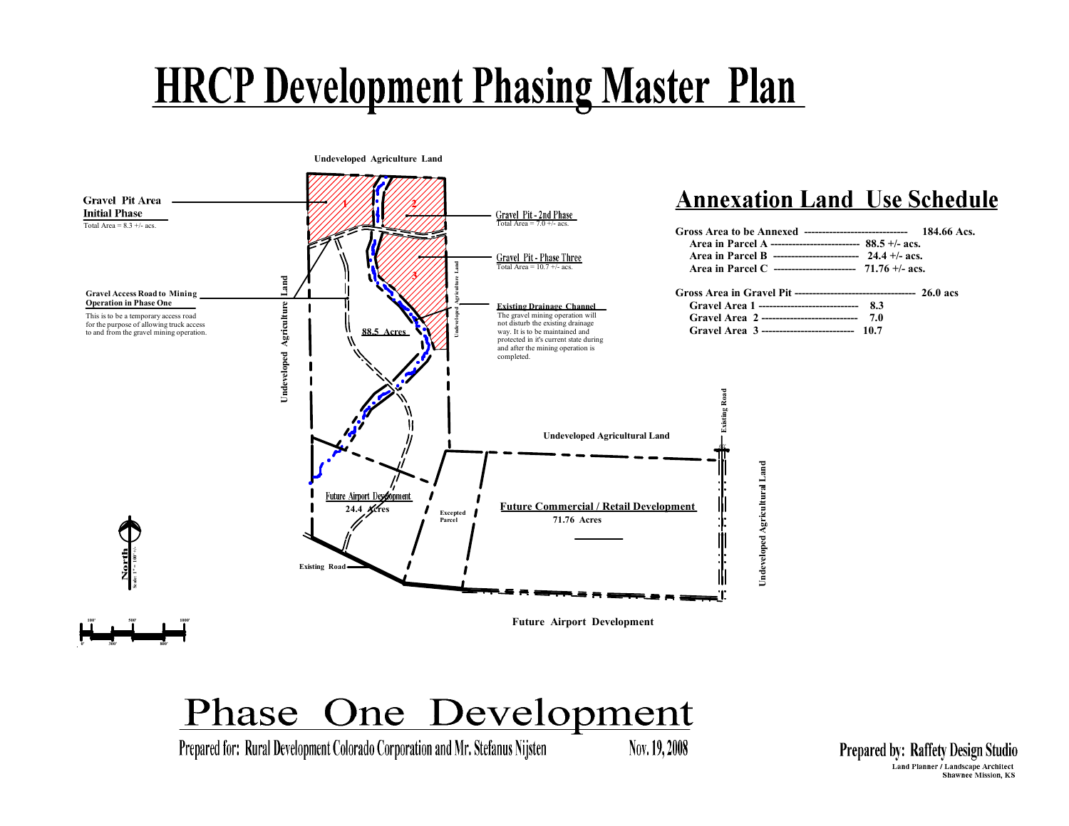# HRCP Development Phasing Master Plan

Undeveloped Agriculture Land

**Gravel Pit Area Initial Phase**
Total Area = 8.3 +/- acs.

Gravel Pit - 2nd Phase
Total Area = 7.0 +/- acs.

Gravel Pit - Phase Three
Total Area = 10.7 +/- acs.

**Gravel Access Road to Mining Operation in Phase One**
This is to be a temporary access road for the purpose of allowing truck access to and from the gravel mining operation.

**Existing Drainage Channel**
The gravel mining operation will not disturb the existing drainage way. It is to be maintained and protected in it's current state during and after the mining operation is completed.

Undeveloped Agriculture Land

Undeveloped Agriculture Land

88.5 Acres

Undeveloped Agricultural Land

Existing Road

Future Airport Development
24.4 Acres

Excepted Parcel

**Future Commercial / Retail Development**
71.76 Acres

Existing Road

Undeveloped Agricultural Land

Future Airport Development

North
Scale: 1" = 100' +/-

## Annexation Land Use Schedule

**Gross Area to be Annexed ------------------------------ 184.66 Acs.**
- **Area in Parcel A -------------------------- 88.5 +/- acs.**
- **Area in Parcel B ------------------------ 24.4 +/- acs.**
- **Area in Parcel C ----------------------- 71.76 +/- acs.**

**Gross Area in Gravel Pit ----------------------------------- 26.0 acs**
- **Gravel Area 1 ---------------------------- 8.3**
- **Gravel Area 2 --------------------------- 7.0**
- **Gravel Area 3 -------------------------- 10.7**

# Phase One Development

Prepared for: Rural Development Colorado Corporation and Mr. Stefanus Nijsten

Nov. 19, 2008

**Prepared by: Raffety Design Studio**
Land Planner / Landscape Architect
Shawnee Mission, KS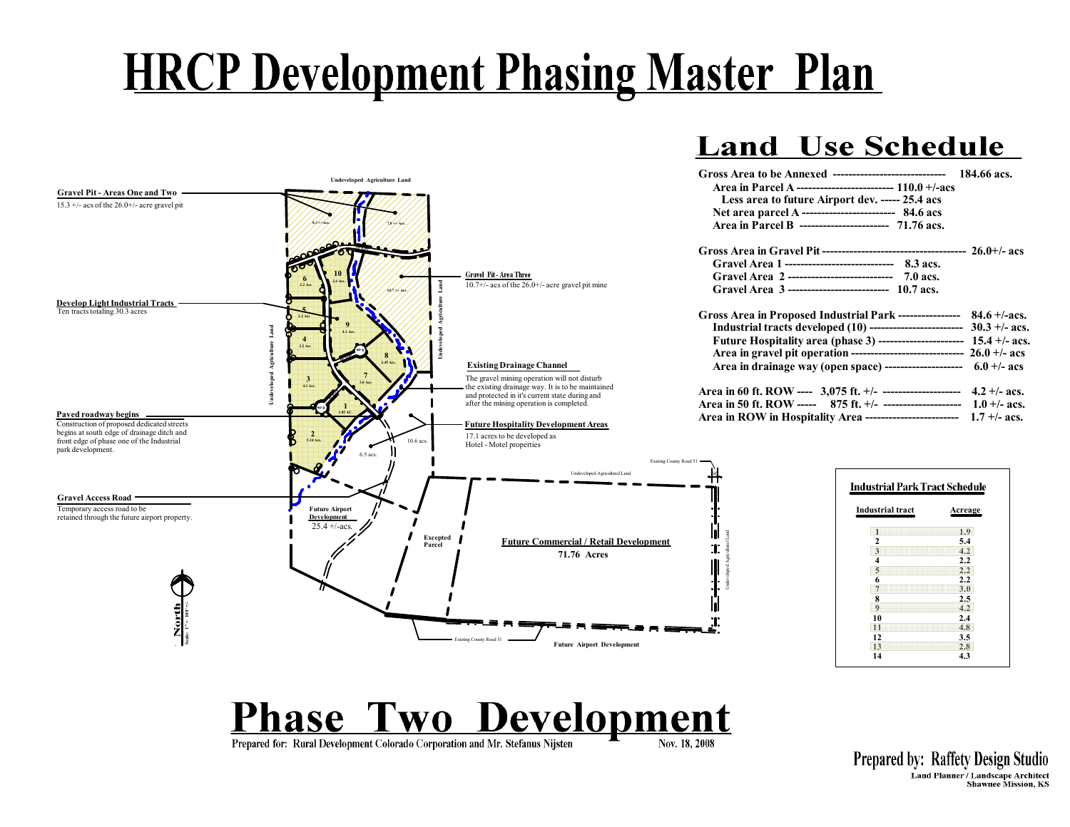# HRCP Development Phasing Master Plan

## Land Use Schedule

**Gross Area to be Annexed ----------------------------- 184.66 acs.**
- **Area in Parcel A ------------------------- 110.0 +/-acs**
  - **Less area to future Airport dev. ----- 25.4 acs**
- **Net area parcel A ------------------------ 84.6 acs**
- **Area in Parcel B ----------------------- 71.76 acs.**

**Gross Area in Gravel Pit ------------------------------------- 26.0+/- acs**
- **Gravel Area 1 ---------------------------- 8.3 acs.**
- **Gravel Area 2 --------------------------- 7.0 acs.**
- **Gravel Area 3 -------------------------- 10.7 acs.**

**Gross Area in Proposed Industrial Park ---------------- 84.6 +/-acs.**
- **Industrial tracts developed (10) ------------------------ 30.3 +/- acs.**
- **Future Hospitality area (phase 3) ---------------------- 15.4 +/- acs.**
- **Area in gravel pit operation ----------------------------- 26.0 +/- acs**
- **Area in drainage way (open space) -------------------- 6.0 +/- acs**

**Area in 60 ft. ROW ---- 3,075 ft. +/- -------------------- 4.2 +/- acs.**
**Area in 50 ft. ROW ----- 875 ft. +/- -------------------- 1.0 +/- acs.**
**Area in ROW in Hospitality Area ------------------------ 1.7 +/- acs.**

**Gravel Pit - Areas One and Two**
15.3 +/- acs of the 26.0+/- acre gravel pit

**Develop Light Industrial Tracts**
Ten tracts totaling 30.3 acres

**Paved roadway begins**
Construction of proposed dedicated streets begins at south edge of drainage ditch and front edge of phase one of the Industrial park development.

**Gravel Access Road**
Temporary access road to be retained through the future airport property.

**Gravel Pit - Area Three**
10.7+/- acs of the 26.0+/- acre gravel pit mine

**Existing Drainage Channel**
The gravel mining operation will not disturb the existing drainage way. It is to be maintained and protected in it's current state during and after the mining operation is completed.

**Future Hospitality Development Areas**
17.1 acres to be developed as Hotel - Motel properties

Undeveloped Agriculture Land

8.3 +/-Acs. 7.0 +/- Acs. 10.7 +/- Acs. 10.6 acs. 6.5 acs.

Existing County Road 51

Undeveloped Agricultural Land

**Future Airport Development**
25.4 +/-acs.

**Excepted Parcel**

**Future Commercial / Retail Development**
**71.76 Acres**

**Future Airport Development**

North
Scale: 1" = 400'+/-

### Industrial Park Tract Schedule

| Industrial tract | Acreage |
|---|---|
| 1 | 1.9 |
| 2 | 5.4 |
| 3 | 4.2 |
| 4 | 2.2 |
| 5 | 2.2 |
| 6 | 2.2 |
| 7 | 3.0 |
| 8 | 2.5 |
| 9 | 4.2 |
| 10 | 2.4 |
| 11 | 4.8 |
| 12 | 3.5 |
| 13 | 2.8 |
| 14 | 4.3 |

# Phase Two Development

Prepared for: Rural Development Colorado Corporation and Mr. Stefanus Nijsten    Nov. 18, 2008

**Prepared by: Raffety Design Studio**
Land Planner / Landscape Architect
Shawnee Mission, KS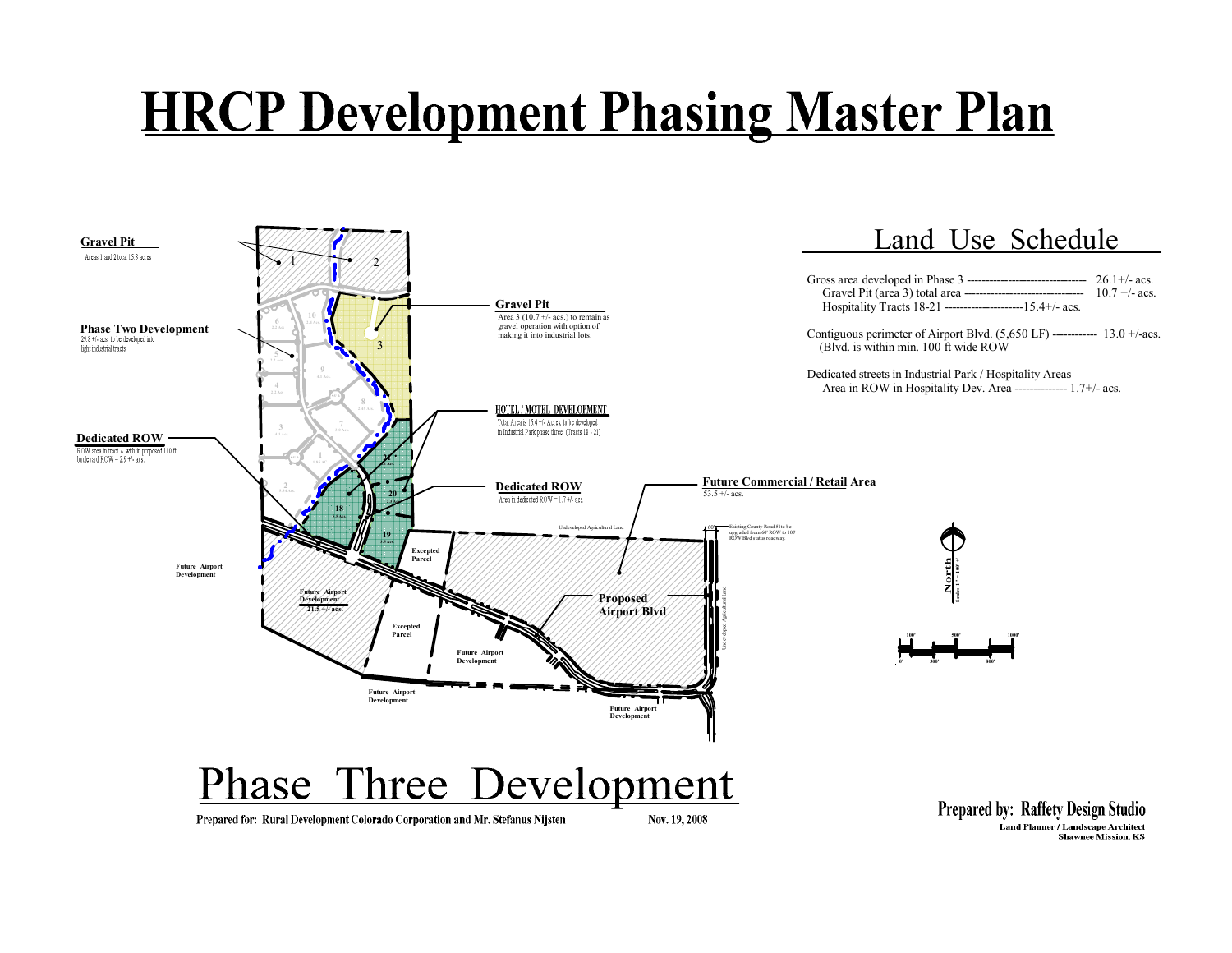# HRCP Development Phasing Master Plan

**Gravel Pit**
Areas 1 and 2 total 15.3 acres

**Phase Two Development**
29.8 +/- acs. to be developed into light industrial tracts

**Dedicated ROW**
ROW area in tract A within proposed 100 ft boulevard ROW = 2.9 +/- acs.

**Gravel Pit**
Area 3 (10.7 +/- acs.) to remain as gravel operation with option of making it into industrial lots.

**HOTEL / MOTEL DEVELOPMENT**
Total Area is 15.4 +/- Acres; to be developed in Industrial Park phase three (Tracts 18 - 21)

**Dedicated ROW**
Area in dedicated ROW = 1.7 +/- acs.

**Future Commercial / Retail Area**
53.5 +/- acs.

Undeveloped Agricultural Land

60' Existing County Road 51 to be upgraded from 60' ROW to 100' ROW Blvd status roadway.

Undeveloped Agricultural Land

Future Airport Development

Future Airport Development 21.5 +/- acs.

Excepted Parcel

Excepted Parcel

**Proposed Airport Blvd**

Future Airport Development

Future Airport Development

Future Airport Development

North
Scale: 1" = 100' +/-

## Land Use Schedule

Gross area developed in Phase 3 -------------------------------- 26.1+/- acs.
Gravel Pit (area 3) total area -------------------------------- 10.7 +/- acs.
Hospitality Tracts 18-21 ---------------------15.4+/- acs.

Contiguous perimeter of Airport Blvd. (5,650 LF) ------------ 13.0 +/-acs.
(Blvd. is within min. 100 ft wide ROW

Dedicated streets in Industrial Park / Hospitality Areas
Area in ROW in Hospitality Dev. Area -------------- 1.7+/- acs.

# Phase Three Development

Prepared for: Rural Development Colorado Corporation and Mr. Stefanus Nijsten

Nov. 19, 2008

**Prepared by: Raffety Design Studio**
Land Planner / Landscape Architect
Shawnee Mission, KS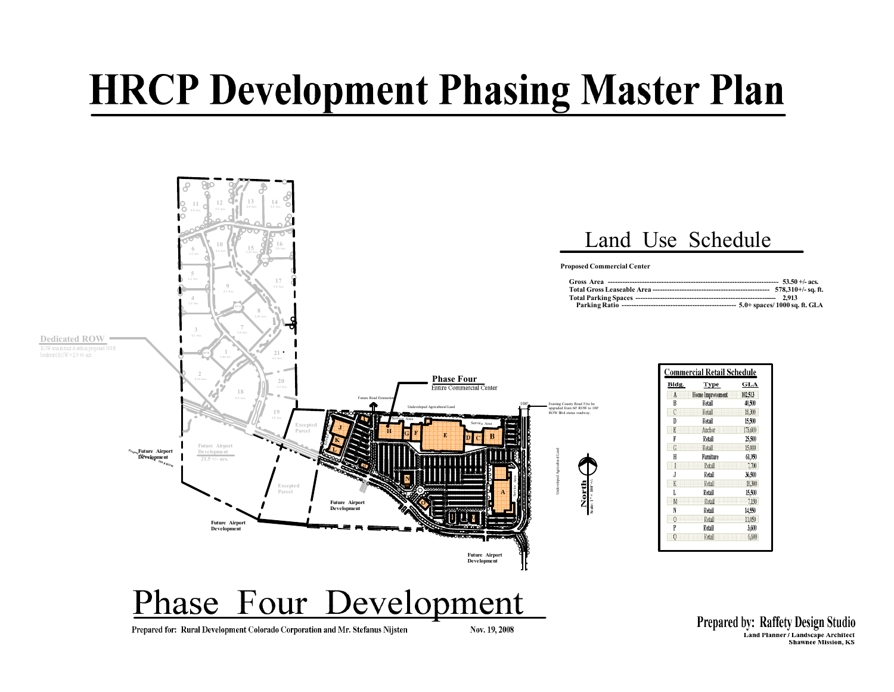# HRCP Development Phasing Master Plan

## Land Use Schedule

**Proposed Commercial Center**

**Gross Area** ---------- **53.50 +/- acs.**
**Total Gross Leaseable Area** ---------- **578,310+/- sq. ft.**
**Total Parking Spaces** ---------- **2,913**
**Parking Ratio** ---------- **5.0+ spaces/ 1000 sq. ft. GLA**

**Commercial Retail Schedule**

| Bldg. | Type | GLA |
|---|---|---|
| A | Home Improvement | 102,513 |
| B | Retail | 40,500 |
| C | Retail | 18,300 |
| D | Retail | 15,500 |
| E | Anchor | 173,600 |
| F | Retail | 25,500 |
| G | Retail | 15,000 |
| H | Furniture | 61,950 |
| I | Retail | 7,700 |
| J | Retail | 36,500 |
| K | Retail | 18,300 |
| L | Retail | 15,500 |
| M | Retail | 7,150 |
| N | Retail | 14,550 |
| O | Retail | 11,050 |
| P | Retail | 3,600 |
| Q | Retail | 6,600 |

**Phase Four**
Entire Commercial Center

Dedicated ROW
ROW area in tract A with in proposed 100 ft boulevard ROW = 2.9 +/- acs.

Existing County Road 51to be upgraded from 60' ROW to 100' ROW Blvd status roadway.

Future Road Extension

Undeveloped Agricultural Land

Excepted Parcel

Future Airport Development

21.5 +/- acs.

North

# Phase Four Development

Prepared for: Rural Development Colorado Corporation and Mr. Stefanus Nijsten

Nov. 19, 2008

**Prepared by: Raffety Design Studio**
**Land Planner / Landscape Architect**
**Shawnee Mission, KS**